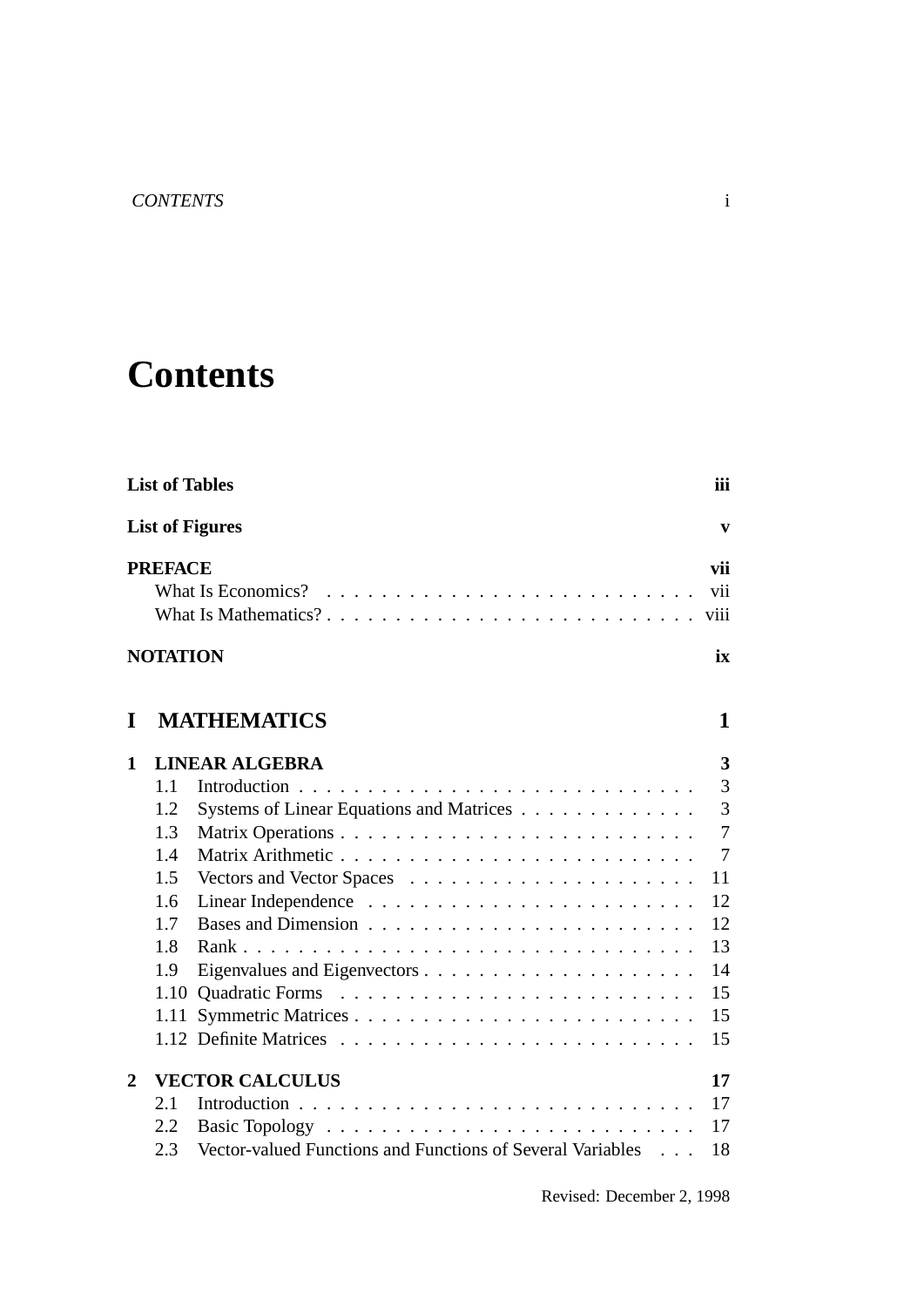# Contents

**List of Tables** **iii**

**List of Figures** **v**

**PREFACE** **vii**

- What Is Economics? . . . . . . . . . . . . . . . . . . . . . . . . . . vii
- What Is Mathematics? . . . . . . . . . . . . . . . . . . . . . . . . . viii

**NOTATION** **ix**

## I MATHEMATICS 1

**1 LINEAR ALGEBRA** **3**

- 1.1 Introduction . . . . . . . . . . . . . . . . . . . . . . . . . . . . 3
- 1.2 Systems of Linear Equations and Matrices . . . . . . . . . . . . . 3
- 1.3 Matrix Operations . . . . . . . . . . . . . . . . . . . . . . . . . 7
- 1.4 Matrix Arithmetic . . . . . . . . . . . . . . . . . . . . . . . . . 7
- 1.5 Vectors and Vector Spaces . . . . . . . . . . . . . . . . . . . . . 11
- 1.6 Linear Independence . . . . . . . . . . . . . . . . . . . . . . . 12
- 1.7 Bases and Dimension . . . . . . . . . . . . . . . . . . . . . . . 12
- 1.8 Rank . . . . . . . . . . . . . . . . . . . . . . . . . . . . . . . . 13
- 1.9 Eigenvalues and Eigenvectors . . . . . . . . . . . . . . . . . . . 14
- 1.10 Quadratic Forms . . . . . . . . . . . . . . . . . . . . . . . . . 15
- 1.11 Symmetric Matrices . . . . . . . . . . . . . . . . . . . . . . . . 15
- 1.12 Definite Matrices . . . . . . . . . . . . . . . . . . . . . . . . . 15

**2 VECTOR CALCULUS** **17**

- 2.1 Introduction . . . . . . . . . . . . . . . . . . . . . . . . . . . . 17
- 2.2 Basic Topology . . . . . . . . . . . . . . . . . . . . . . . . . . . 17
- 2.3 Vector-valued Functions and Functions of Several Variables . . . 18

Revised: December 2, 1998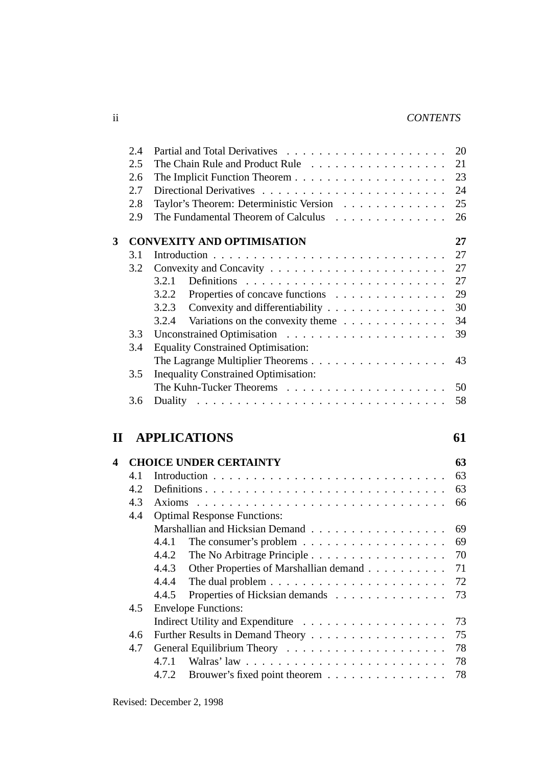- 2.4 Partial and Total Derivatives . . . . . 20
- 2.5 The Chain Rule and Product Rule . . . . . 21
- 2.6 The Implicit Function Theorem . . . . . 23
- 2.7 Directional Derivatives . . . . . 24
- 2.8 Taylor's Theorem: Deterministic Version . . . . . 25
- 2.9 The Fundamental Theorem of Calculus . . . . . 26

**3 CONVEXITY AND OPTIMISATION** **27**

- 3.1 Introduction . . . . . 27
- 3.2 Convexity and Concavity . . . . . 27
  - 3.2.1 Definitions . . . . . 27
  - 3.2.2 Properties of concave functions . . . . . 29
  - 3.2.3 Convexity and differentiability . . . . . 30
  - 3.2.4 Variations on the convexity theme . . . . . 34
- 3.3 Unconstrained Optimisation . . . . . 39
- 3.4 Equality Constrained Optimisation: The Lagrange Multiplier Theorems . . . . . 43
- 3.5 Inequality Constrained Optimisation: The Kuhn-Tucker Theorems . . . . . 50
- 3.6 Duality . . . . . 58

# II APPLICATIONS 61

**4 CHOICE UNDER CERTAINTY** **63**

- 4.1 Introduction . . . . . 63
- 4.2 Definitions . . . . . 63
- 4.3 Axioms . . . . . 66
- 4.4 Optimal Response Functions: Marshallian and Hicksian Demand . . . . . 69
  - 4.4.1 The consumer's problem . . . . . 69
  - 4.4.2 The No Arbitrage Principle . . . . . 70
  - 4.4.3 Other Properties of Marshallian demand . . . . . 71
  - 4.4.4 The dual problem . . . . . 72
  - 4.4.5 Properties of Hicksian demands . . . . . 73
- 4.5 Envelope Functions: Indirect Utility and Expenditure . . . . . 73
- 4.6 Further Results in Demand Theory . . . . . 75
- 4.7 General Equilibrium Theory . . . . . 78
  - 4.7.1 Walras' law . . . . . 78
  - 4.7.2 Brouwer's fixed point theorem . . . . . 78

Revised: December 2, 1998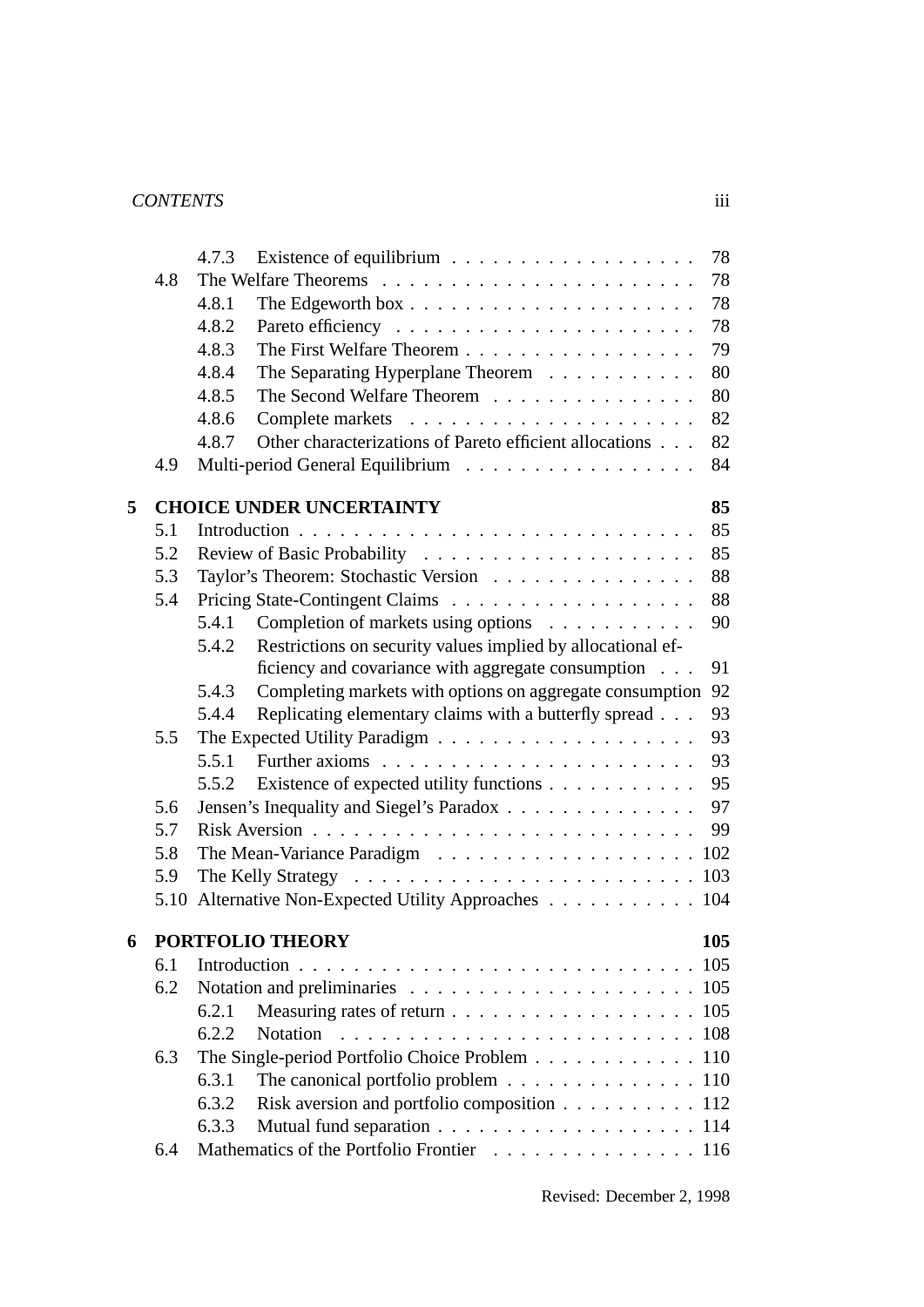| | | | |
|---|---|---|---|
| | 4.7.3 | Existence of equilibrium | 78 |
| 4.8 | | The Welfare Theorems | 78 |
| | 4.8.1 | The Edgeworth box | 78 |
| | 4.8.2 | Pareto efficiency | 78 |
| | 4.8.3 | The First Welfare Theorem | 79 |
| | 4.8.4 | The Separating Hyperplane Theorem | 80 |
| | 4.8.5 | The Second Welfare Theorem | 80 |
| | 4.8.6 | Complete markets | 82 |
| | 4.8.7 | Other characterizations of Pareto efficient allocations | 82 |
| 4.9 | | Multi-period General Equilibrium | 84 |

**5 CHOICE UNDER UNCERTAINTY** — **85**

| | | | |
|---|---|---|---|
| 5.1 | | Introduction | 85 |
| 5.2 | | Review of Basic Probability | 85 |
| 5.3 | | Taylor's Theorem: Stochastic Version | 88 |
| 5.4 | | Pricing State-Contingent Claims | 88 |
| | 5.4.1 | Completion of markets using options | 90 |
| | 5.4.2 | Restrictions on security values implied by allocational efficiency and covariance with aggregate consumption | 91 |
| | 5.4.3 | Completing markets with options on aggregate consumption | 92 |
| | 5.4.4 | Replicating elementary claims with a butterfly spread | 93 |
| 5.5 | | The Expected Utility Paradigm | 93 |
| | 5.5.1 | Further axioms | 93 |
| | 5.5.2 | Existence of expected utility functions | 95 |
| 5.6 | | Jensen's Inequality and Siegel's Paradox | 97 |
| 5.7 | | Risk Aversion | 99 |
| 5.8 | | The Mean-Variance Paradigm | 102 |
| 5.9 | | The Kelly Strategy | 103 |
| 5.10 | | Alternative Non-Expected Utility Approaches | 104 |

**6 PORTFOLIO THEORY** — **105**

| | | | |
|---|---|---|---|
| 6.1 | | Introduction | 105 |
| 6.2 | | Notation and preliminaries | 105 |
| | 6.2.1 | Measuring rates of return | 105 |
| | 6.2.2 | Notation | 108 |
| 6.3 | | The Single-period Portfolio Choice Problem | 110 |
| | 6.3.1 | The canonical portfolio problem | 110 |
| | 6.3.2 | Risk aversion and portfolio composition | 112 |
| | 6.3.3 | Mutual fund separation | 114 |
| 6.4 | | Mathematics of the Portfolio Frontier | 116 |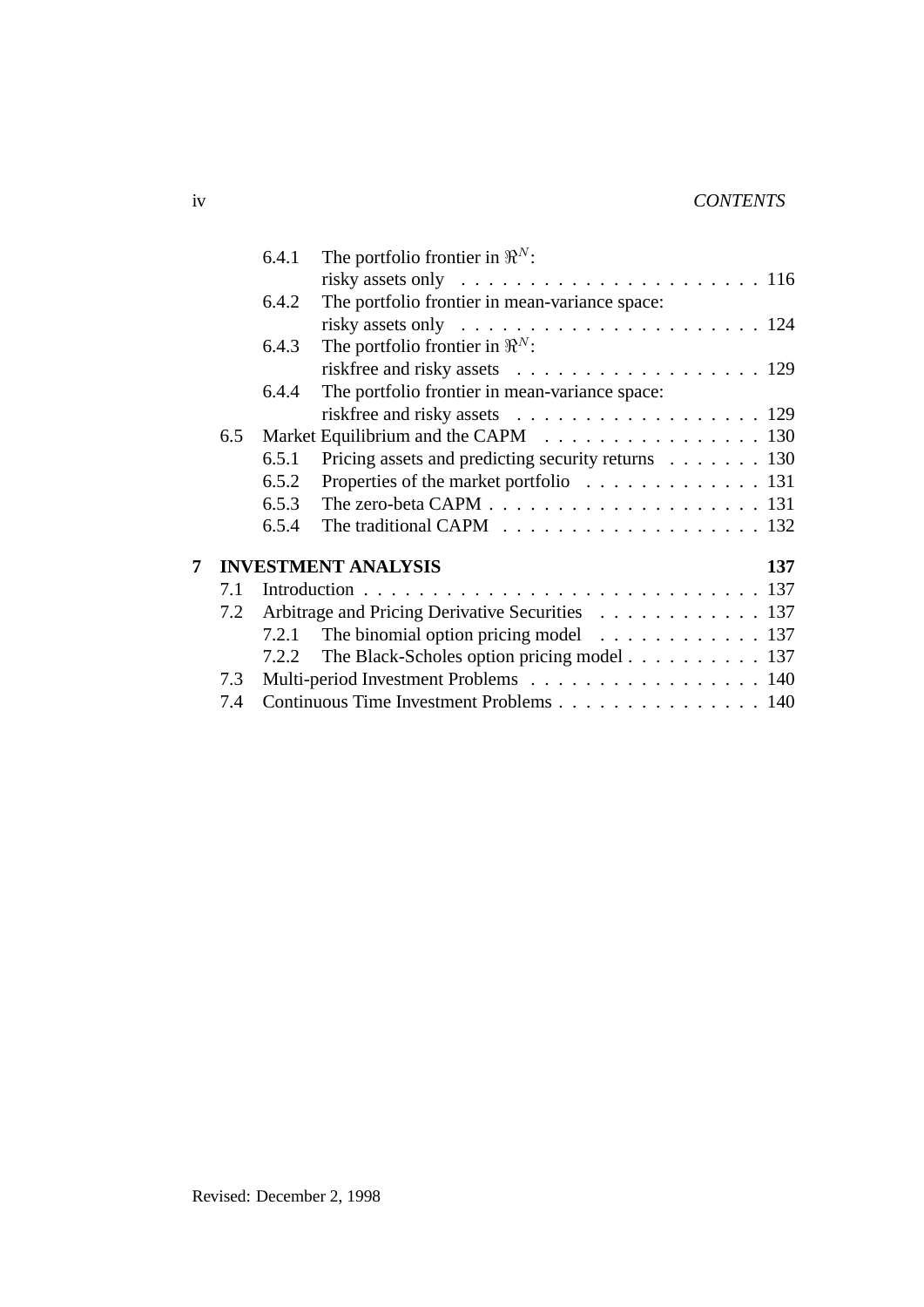6.4.1 The portfolio frontier in $\Re^N$: risky assets only . . . . . . . . . . . . . . . . . . . . . . 116

6.4.2 The portfolio frontier in mean-variance space: risky assets only . . . . . . . . . . . . . . . . . . . . . . 124

6.4.3 The portfolio frontier in $\Re^N$: riskfree and risky assets . . . . . . . . . . . . . . . . . . 129

6.4.4 The portfolio frontier in mean-variance space: riskfree and risky assets . . . . . . . . . . . . . . . . . . 129

6.5 Market Equilibrium and the CAPM . . . . . . . . . . . . . . . . 130

6.5.1 Pricing assets and predicting security returns . . . . . . . 130

6.5.2 Properties of the market portfolio . . . . . . . . . . . . . 131

6.5.3 The zero-beta CAPM . . . . . . . . . . . . . . . . . . . . 131

6.5.4 The traditional CAPM . . . . . . . . . . . . . . . . . . . 132

**7 INVESTMENT ANALYSIS** **137**

7.1 Introduction . . . . . . . . . . . . . . . . . . . . . . . . . . . . 137

7.2 Arbitrage and Pricing Derivative Securities . . . . . . . . . . . . 137

7.2.1 The binomial option pricing model . . . . . . . . . . . . 137

7.2.2 The Black-Scholes option pricing model . . . . . . . . . . 137

7.3 Multi-period Investment Problems . . . . . . . . . . . . . . . . . 140

7.4 Continuous Time Investment Problems . . . . . . . . . . . . . . . 140

Revised: December 2, 1998